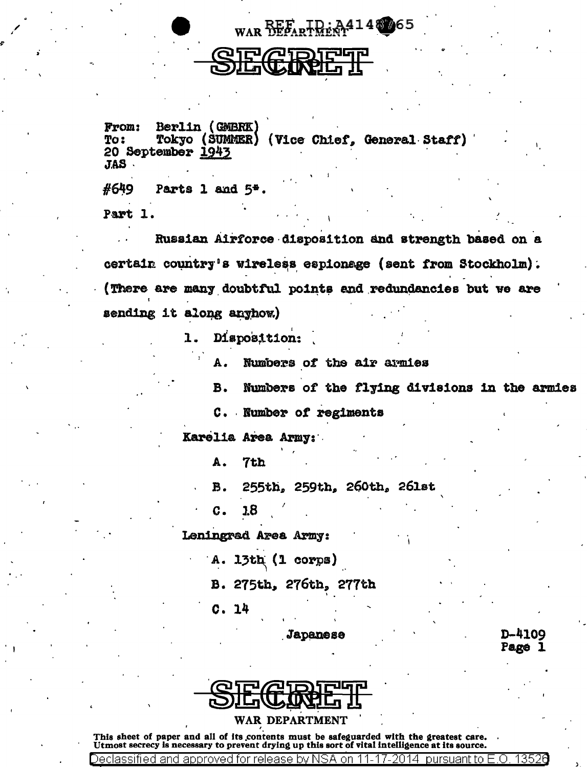WAR DEPARTMENT

REF ID:A4148765

SECRET

From: Berlin (GMBRK)
To: Tokyo (SUMMER) (Vice Chief, General Staff)
20 September 1943
JAS

#649 Parts 1 and 5*.

Part 1.

Russian Airforce disposition and strength based on a certain country's wireless espionage (sent from Stockholm). (There are many doubtful points and redundancies but we are sending it along anyhow)

1. Disposition:

   A. Numbers of the air armies

   B. Numbers of the flying divisions in the armies

   C. Number of regiments

Karelia Area Army:

   A. 7th

   B. 255th, 259th, 260th, 261st

   C. 18

Leningrad Area Army:

   A. 13th (1 corps)

   B. 275th, 276th, 277th

   C. 14

Japanese

D-4109
Page 1

SECRET

WAR DEPARTMENT

This sheet of paper and all of its contents must be safeguarded with the greatest care. Utmost secrecy is necessary to prevent drying up this sort of vital intelligence at its source.

Declassified and approved for release by NSA on 11-17-2014 pursuant to E.O. 13526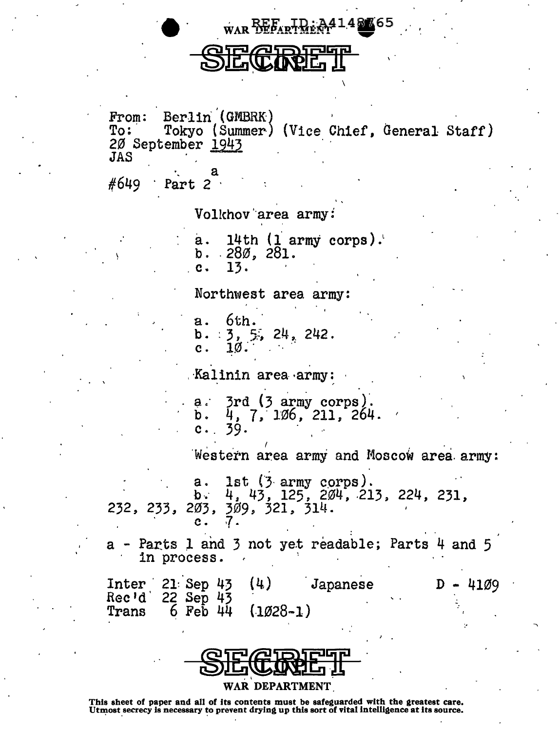REF ID:A4148765

WAR DEPARTMENT

SECRET

From: Berlin (GMBRK)
To: Tokyo (Summer) (Vice Chief, General Staff)
20 September 1943
JAS

#649 Part 2[a]

Volkhov area army:

a. 14th (1 army corps).
b. 280, 281.
c. 13.

Northwest area army:

a. 6th.
b. 3, 5, 24, 242.
c. 10.

Kalinin area army:

a. 3rd (3 army corps).
b. 4, 7, 106, 211, 264.
c. 39.

Western area army and Moscow area army:

a. 1st (3 army corps).
b. 4, 43, 125, 204, 213, 224, 231, 232, 233, 203, 309, 321, 314.
c. 7.

a - Parts 1 and 3 not yet readable; Parts 4 and 5 in process.

Inter 21 Sep 43 (4) Japanese D - 4109
Rec'd 22 Sep 43
Trans 6 Feb 44 (1028-1)

SECRET

WAR DEPARTMENT

This sheet of paper and all of its contents must be safeguarded with the greatest care. Utmost secrecy is necessary to prevent drying up this sort of vital intelligence at its source.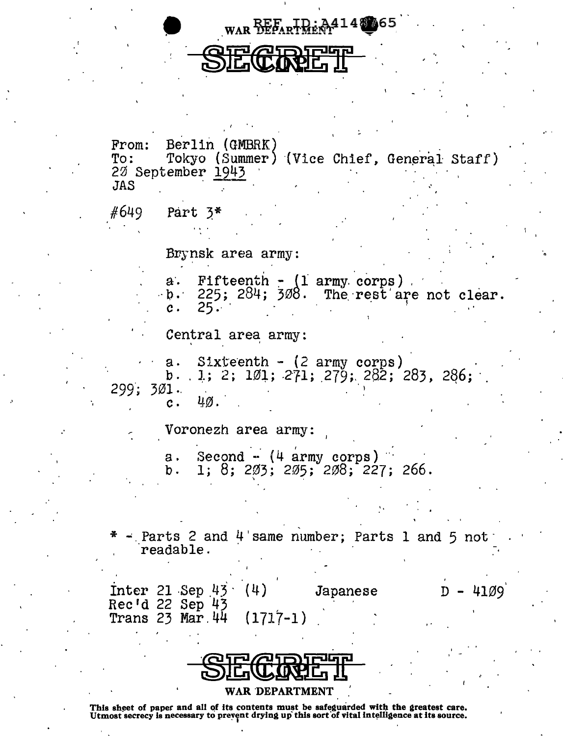WAR DEPARTMENT REF ID:A4148765

SECRET

From: Berlin (GMBRK)
To: Tokyo (Summer) (Vice Chief, General Staff)
20 September 1943
JAS

#649 Part 3*

Brynsk area army:

a. Fifteenth - (1 army corps)
b. 225; 284; 308. The rest are not clear.
c. 25.

Central area army:

a. Sixteenth - (2 army corps)
b. 1; 2; 101; 271; 279; 282; 283, 286; 299; 301.
c. 40.

Voronezh area army:

a. Second - (4 army corps)
b. 1; 8; 203; 205; 208; 227; 266.

* - Parts 2 and 4 same number; Parts 1 and 5 not readable.

Inter 21 Sep 43 (4) Japanese D - 4109
Rec'd 22 Sep 43
Trans 23 Mar 44 (1717-1)

SECRET

WAR DEPARTMENT

This sheet of paper and all of its contents must be safeguarded with the greatest care. Utmost secrecy is necessary to prevent drying up this sort of vital intelligence at its source.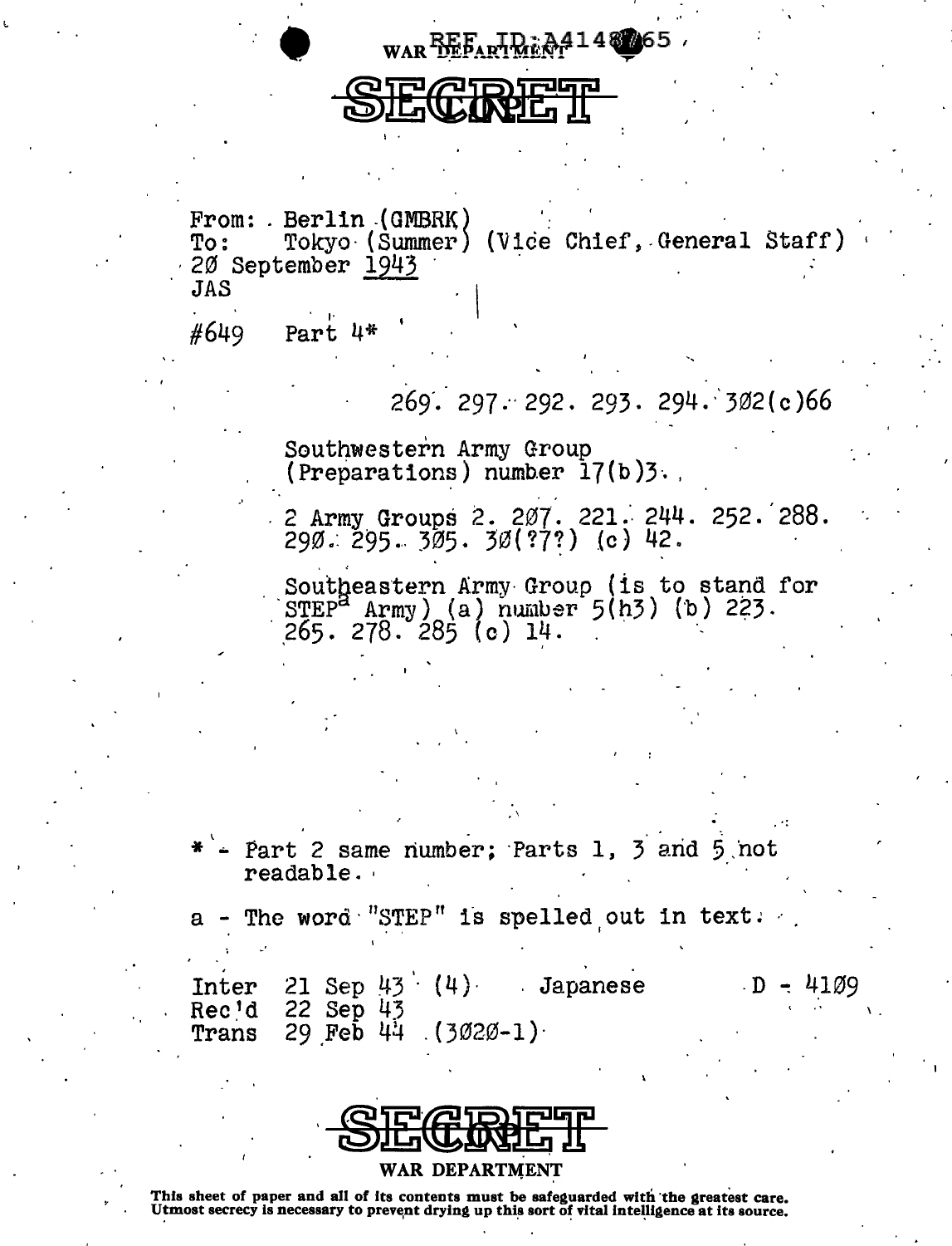WAR DEPARTMENT

# SECRET

From: Berlin (GMBRK)
To: Tokyo (Summer) (Vice Chief, General Staff)
20 September 1943
JAS

#649 Part 4*

269. 297. 292. 293. 294. 302(c)66

Southwestern Army Group (Preparations) number 17(b)3.

2 Army Groups 2. 207. 221. 244. 252. 288. 290. 295. 305. 30(?7?) (c) 42.

Southeastern Army Group (is to stand for STEP[a] Army) (a) number 5(h3) (b) 223. 265. 278. 285 (c) 14.

* - Part 2 same number; Parts 1, 3 and 5 not readable.

a - The word "STEP" is spelled out in text.

Inter 21 Sep 43 (4) Japanese D - 4109
Rec'd 22 Sep 43
Trans 29 Feb 44 (3020-1)

# SECRET

WAR DEPARTMENT

This sheet of paper and all of its contents must be safeguarded with the greatest care. Utmost secrecy is necessary to prevent drying up this sort of vital intelligence at its source.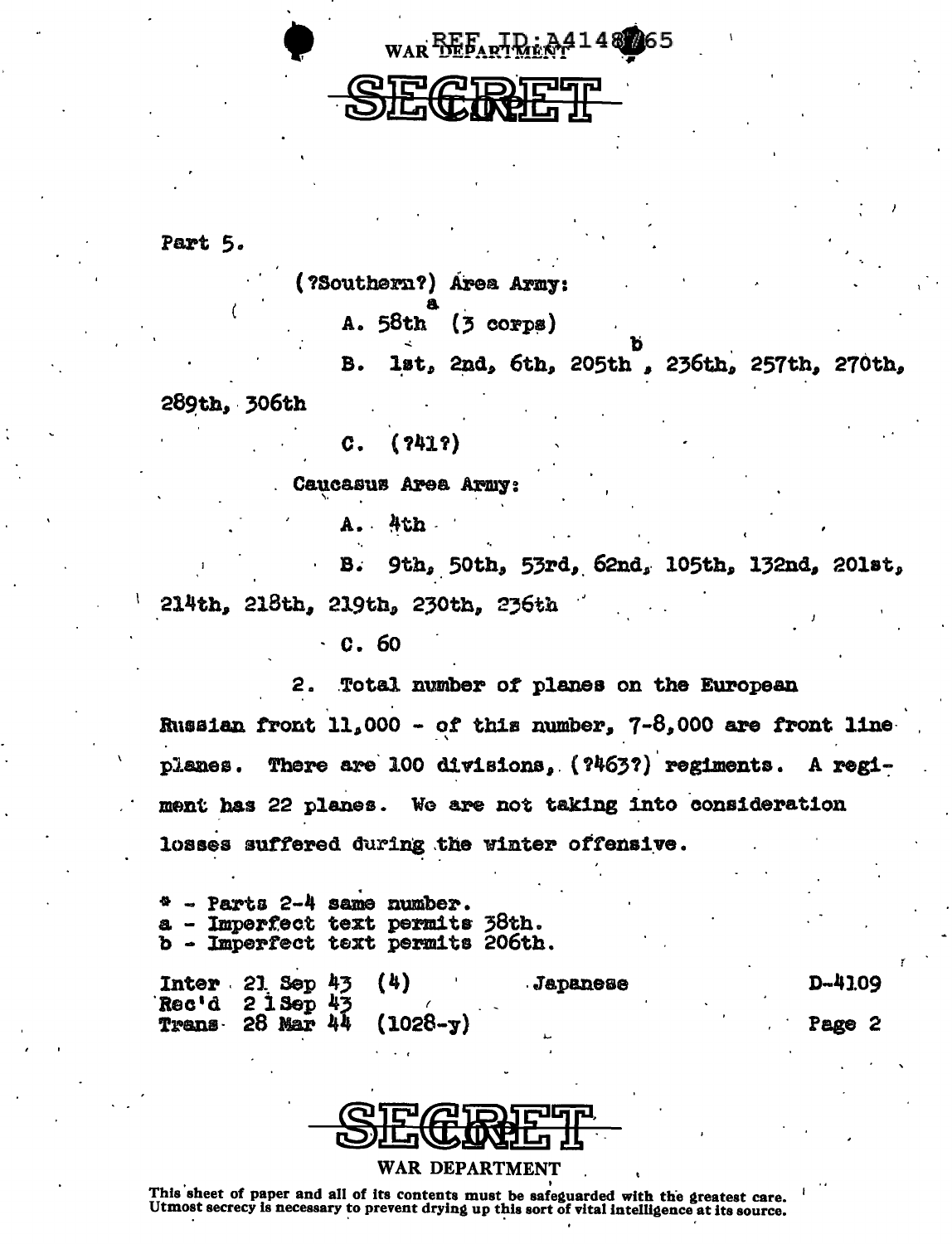Part 5.

(?Southern?) Area Army:

A. 58th[a] (3 corps)

B. 1st, 2nd, 6th, 205th[b], 236th, 257th, 270th, 289th, 306th

C. (?41?)

Caucasus Area Army:

A. 4th

B. 9th, 50th, 53rd, 62nd, 105th, 132nd, 201st, 214th, 218th, 219th, 230th, 236th

C. 60

2. Total number of planes on the European Russian front 11,000 - of this number, 7-8,000 are front line planes. There are 100 divisions, (?463?) regiments. A regiment has 22 planes. We are not taking into consideration losses suffered during the winter offensive.

* - Parts 2-4 same number.
a - Imperfect text permits 38th.
b - Imperfect text permits 206th.

Inter 21 Sep 43 (4) Japanese D-4109
Rec'd 21 Sep 43
Trans 28 Mar 44 (1028-y)

This sheet of paper and all of its contents must be safeguarded with the greatest care. Utmost secrecy is necessary to prevent drying up this sort of vital intelligence at its source.